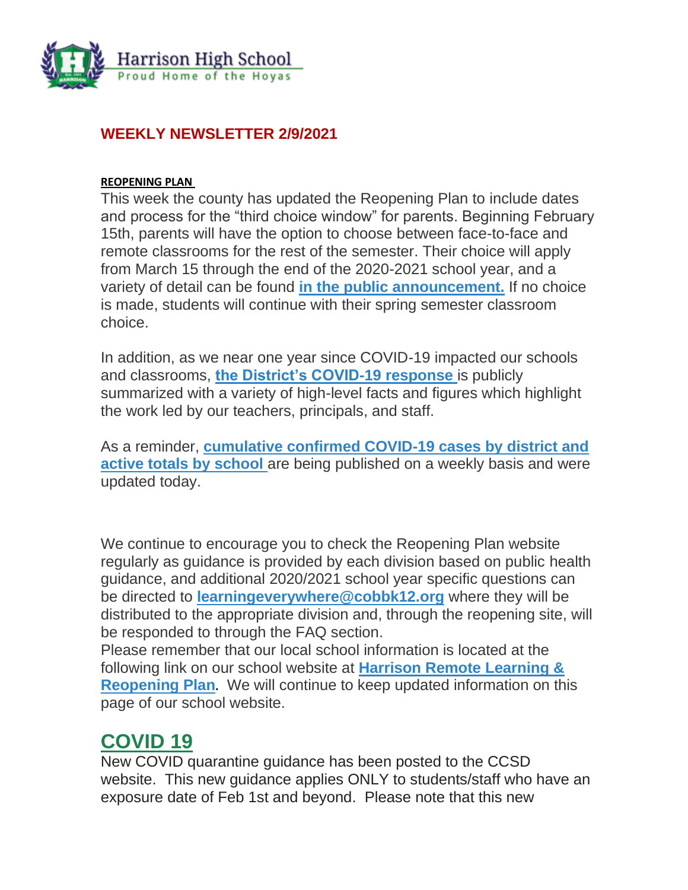Harrison High School

Proud Home of the Hoyas

## WEEKLY NEWSLETTER 2/9/2021

**REOPENING PLAN**

This week the county has updated the Reopening Plan to include dates and process for the "third choice window" for parents. Beginning February 15th, parents will have the option to choose between face-to-face and remote classrooms for the rest of the semester. Their choice will apply from March 15 through the end of the 2020-2021 school year, and a variety of detail can be found **in the public announcement.** If no choice is made, students will continue with their spring semester classroom choice.

In addition, as we near one year since COVID-19 impacted our schools and classrooms, **the District's COVID-19 response** is publicly summarized with a variety of high-level facts and figures which highlight the work led by our teachers, principals, and staff.

As a reminder, **cumulative confirmed COVID-19 cases by district and active totals by school** are being published on a weekly basis and were updated today.

We continue to encourage you to check the Reopening Plan website regularly as guidance is provided by each division based on public health guidance, and additional 2020/2021 school year specific questions can be directed to **learningeverywhere@cobbk12.org** where they will be distributed to the appropriate division and, through the reopening site, will be responded to through the FAQ section.

Please remember that our local school information is located at the following link on our school website at **Harrison Remote Learning & Reopening Plan**. We will continue to keep updated information on this page of our school website.

## COVID 19

New COVID quarantine guidance has been posted to the CCSD website. This new guidance applies ONLY to students/staff who have an exposure date of Feb 1st and beyond. Please note that this new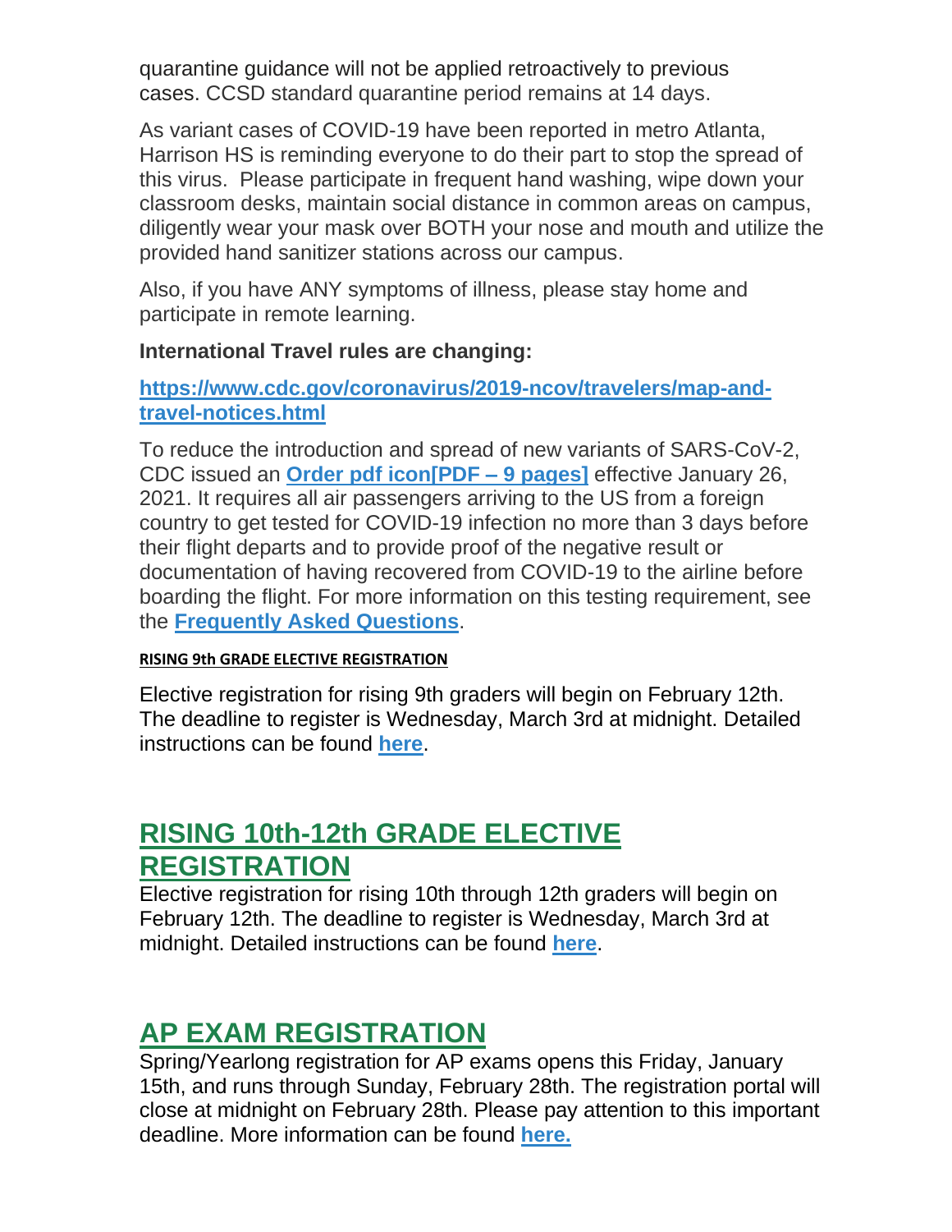quarantine guidance will not be applied retroactively to previous cases. CCSD standard quarantine period remains at 14 days.

As variant cases of COVID-19 have been reported in metro Atlanta, Harrison HS is reminding everyone to do their part to stop the spread of this virus. Please participate in frequent hand washing, wipe down your classroom desks, maintain social distance in common areas on campus, diligently wear your mask over BOTH your nose and mouth and utilize the provided hand sanitizer stations across our campus.

Also, if you have ANY symptoms of illness, please stay home and participate in remote learning.

**International Travel rules are changing:**

**https://www.cdc.gov/coronavirus/2019-ncov/travelers/map-and-travel-notices.html**

To reduce the introduction and spread of new variants of SARS-CoV-2, CDC issued an **Order pdf icon[PDF – 9 pages]** effective January 26, 2021. It requires all air passengers arriving to the US from a foreign country to get tested for COVID-19 infection no more than 3 days before their flight departs and to provide proof of the negative result or documentation of having recovered from COVID-19 to the airline before boarding the flight. For more information on this testing requirement, see the **Frequently Asked Questions**.

**RISING 9th GRADE ELECTIVE REGISTRATION**

Elective registration for rising 9th graders will begin on February 12th. The deadline to register is Wednesday, March 3rd at midnight. Detailed instructions can be found **here**.

## RISING 10th-12th GRADE ELECTIVE REGISTRATION

Elective registration for rising 10th through 12th graders will begin on February 12th. The deadline to register is Wednesday, March 3rd at midnight. Detailed instructions can be found **here**.

## AP EXAM REGISTRATION

Spring/Yearlong registration for AP exams opens this Friday, January 15th, and runs through Sunday, February 28th. The registration portal will close at midnight on February 28th. Please pay attention to this important deadline. More information can be found **here.**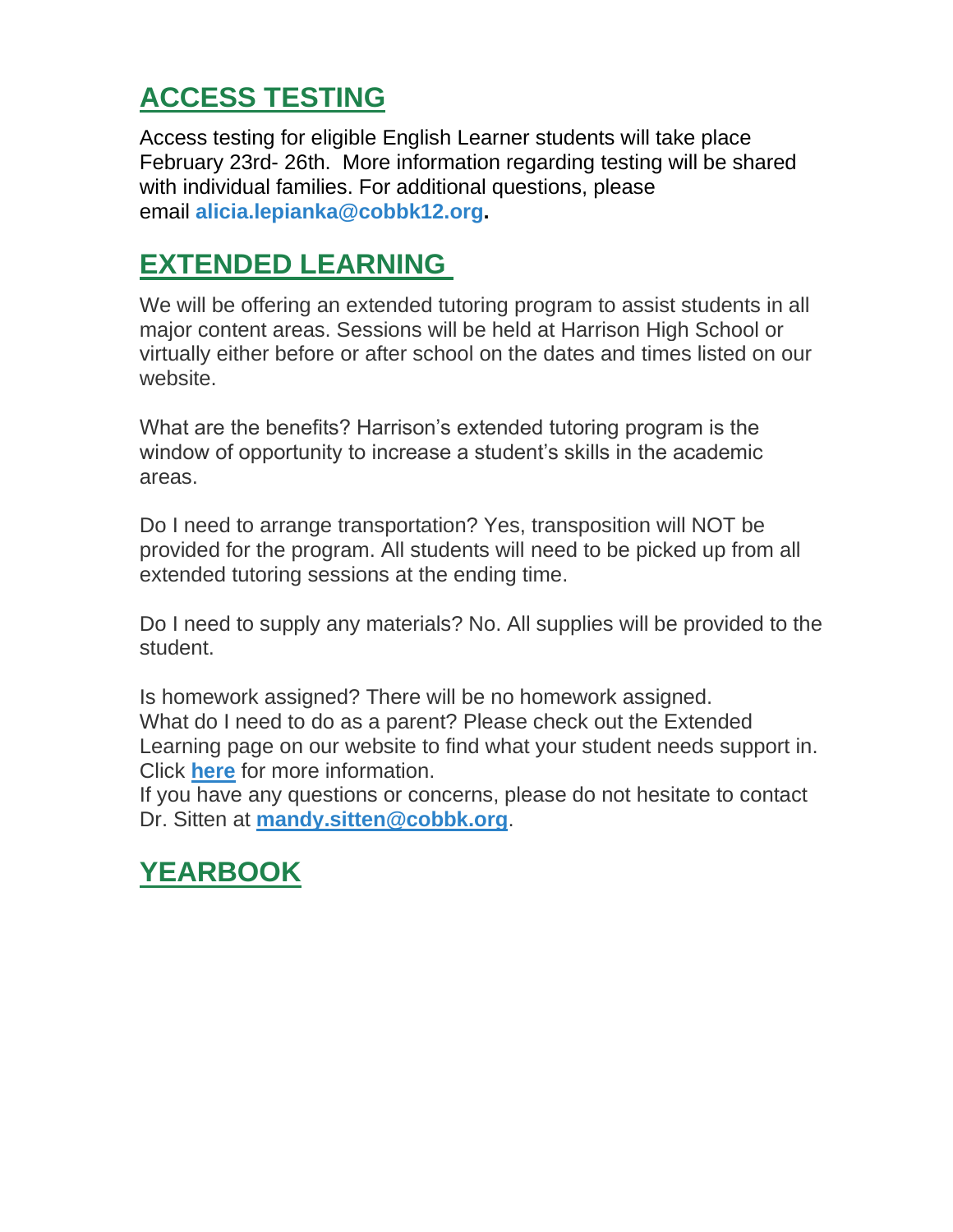## ACCESS TESTING

Access testing for eligible English Learner students will take place February 23rd- 26th. More information regarding testing will be shared with individual families. For additional questions, please email **alicia.lepianka@cobbk12.org**.

## EXTENDED LEARNING

We will be offering an extended tutoring program to assist students in all major content areas. Sessions will be held at Harrison High School or virtually either before or after school on the dates and times listed on our website.

What are the benefits? Harrison's extended tutoring program is the window of opportunity to increase a student's skills in the academic areas.

Do I need to arrange transportation? Yes, transposition will NOT be provided for the program. All students will need to be picked up from all extended tutoring sessions at the ending time.

Do I need to supply any materials? No. All supplies will be provided to the student.

Is homework assigned? There will be no homework assigned.
What do I need to do as a parent? Please check out the Extended Learning page on our website to find what your student needs support in. Click **here** for more information.
If you have any questions or concerns, please do not hesitate to contact Dr. Sitten at **mandy.sitten@cobbk.org**.

## YEARBOOK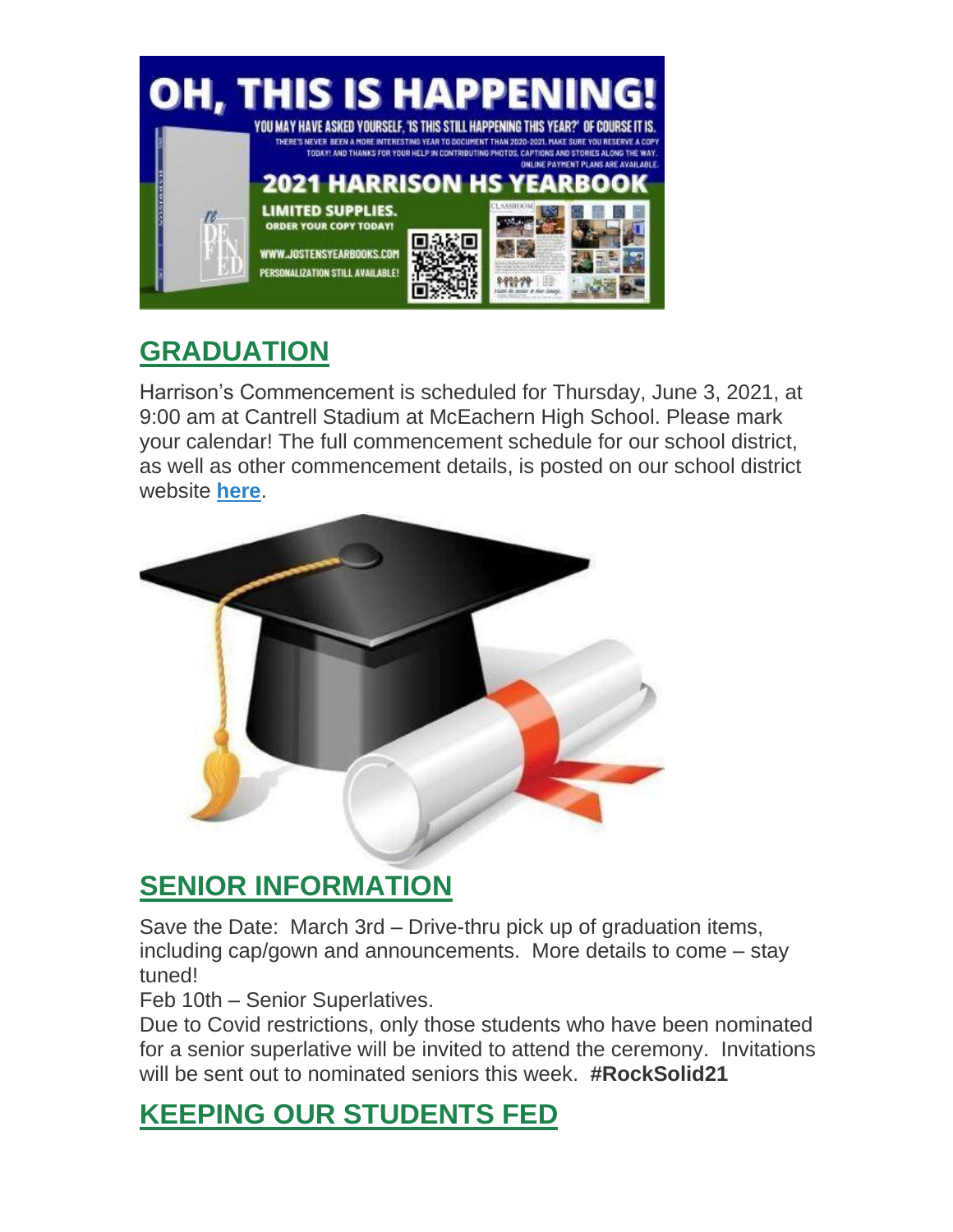## GRADUATION

Harrison's Commencement is scheduled for Thursday, June 3, 2021, at 9:00 am at Cantrell Stadium at McEachern High School. Please mark your calendar! The full commencement schedule for our school district, as well as other commencement details, is posted on our school district website **here**.

## SENIOR INFORMATION

Save the Date: March 3rd – Drive-thru pick up of graduation items, including cap/gown and announcements. More details to come – stay tuned!

Feb 10th – Senior Superlatives.

Due to Covid restrictions, only those students who have been nominated for a senior superlative will be invited to attend the ceremony. Invitations will be sent out to nominated seniors this week. **#RockSolid21**

## KEEPING OUR STUDENTS FED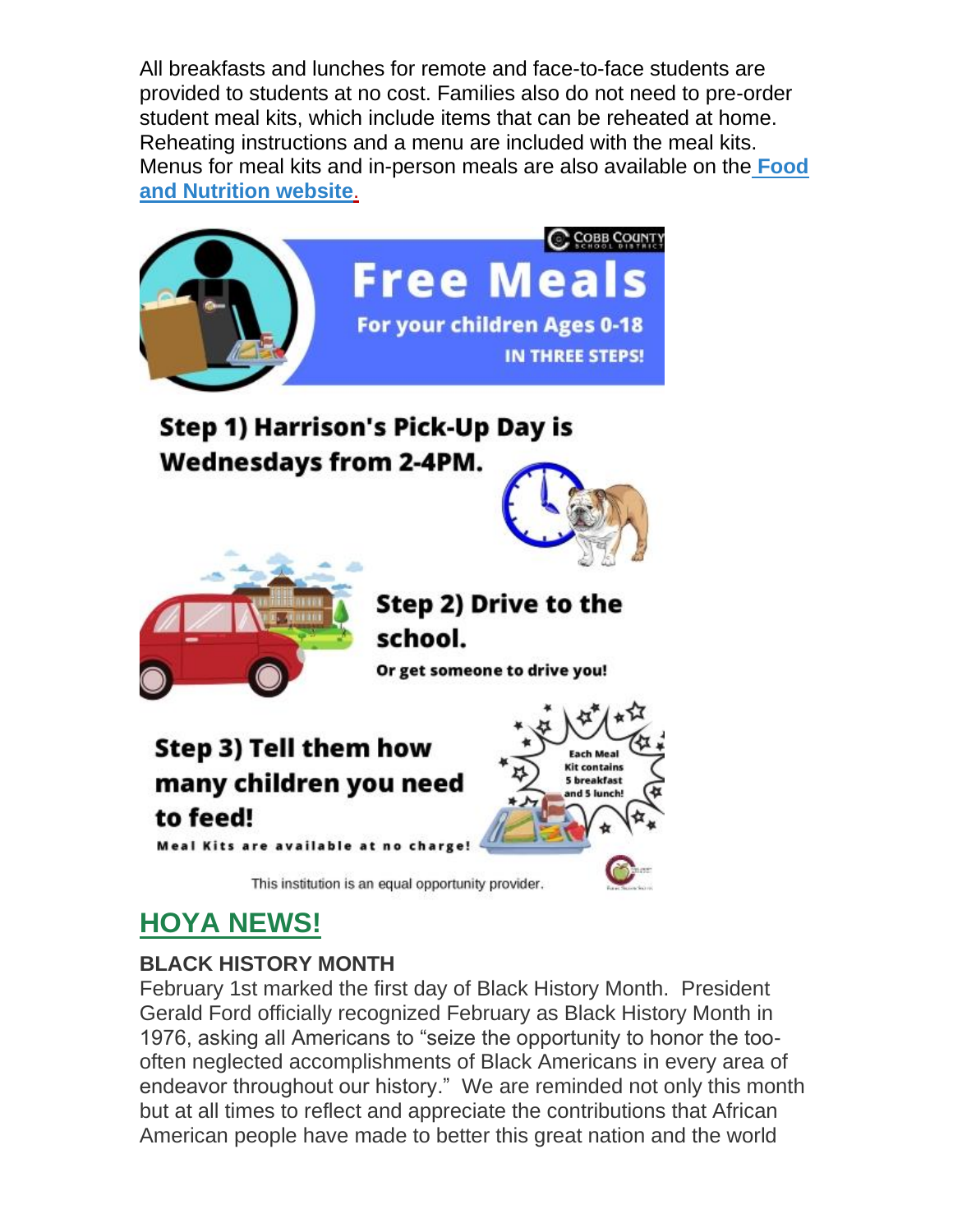All breakfasts and lunches for remote and face-to-face students are provided to students at no cost. Families also do not need to pre-order student meal kits, which include items that can be reheated at home. Reheating instructions and a menu are included with the meal kits. Menus for meal kits and in-person meals are also available on the [Food and Nutrition website](#).

COBB COUNTY SCHOOL DISTRICT

# Free Meals

**For your children Ages 0-18**

**IN THREE STEPS!**

**Step 1) Harrison's Pick-Up Day is Wednesdays from 2-4PM.**

**Step 2) Drive to the school.**

**Or get someone to drive you!**

**Step 3) Tell them how many children you need to feed!**

**Meal Kits are available at no charge!**

**Each Meal Kit contains 5 breakfast and 5 lunch!**

This institution is an equal opportunity provider.

## HOYA NEWS!

### BLACK HISTORY MONTH

February 1st marked the first day of Black History Month. President Gerald Ford officially recognized February as Black History Month in 1976, asking all Americans to "seize the opportunity to honor the too-often neglected accomplishments of Black Americans in every area of endeavor throughout our history." We are reminded not only this month but at all times to reflect and appreciate the contributions that African American people have made to better this great nation and the world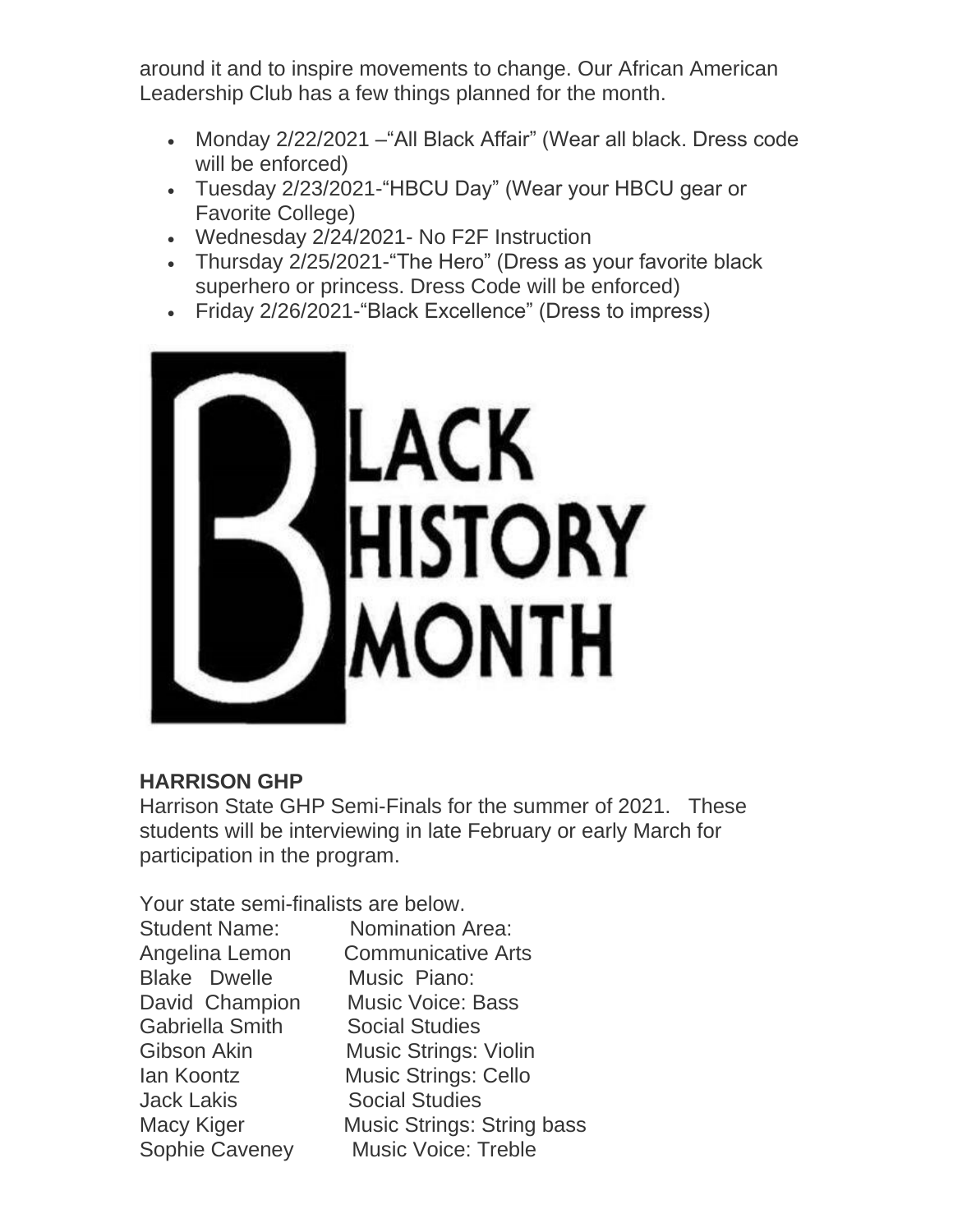around it and to inspire movements to change. Our African American Leadership Club has a few things planned for the month.

- Monday 2/22/2021 –"All Black Affair" (Wear all black. Dress code will be enforced)
- Tuesday 2/23/2021-"HBCU Day" (Wear your HBCU gear or Favorite College)
- Wednesday 2/24/2021- No F2F Instruction
- Thursday 2/25/2021-"The Hero" (Dress as your favorite black superhero or princess. Dress Code will be enforced)
- Friday 2/26/2021-"Black Excellence" (Dress to impress)

BLACK HISTORY MONTH

**HARRISON GHP**

Harrison State GHP Semi-Finals for the summer of 2021. These students will be interviewing in late February or early March for participation in the program.

Your state semi-finalists are below.

| Student Name: | Nomination Area: |
|---|---|
| Angelina Lemon | Communicative Arts |
| Blake Dwelle | Music Piano: |
| David Champion | Music Voice: Bass |
| Gabriella Smith | Social Studies |
| Gibson Akin | Music Strings: Violin |
| Ian Koontz | Music Strings: Cello |
| Jack Lakis | Social Studies |
| Macy Kiger | Music Strings: String bass |
| Sophie Caveney | Music Voice: Treble |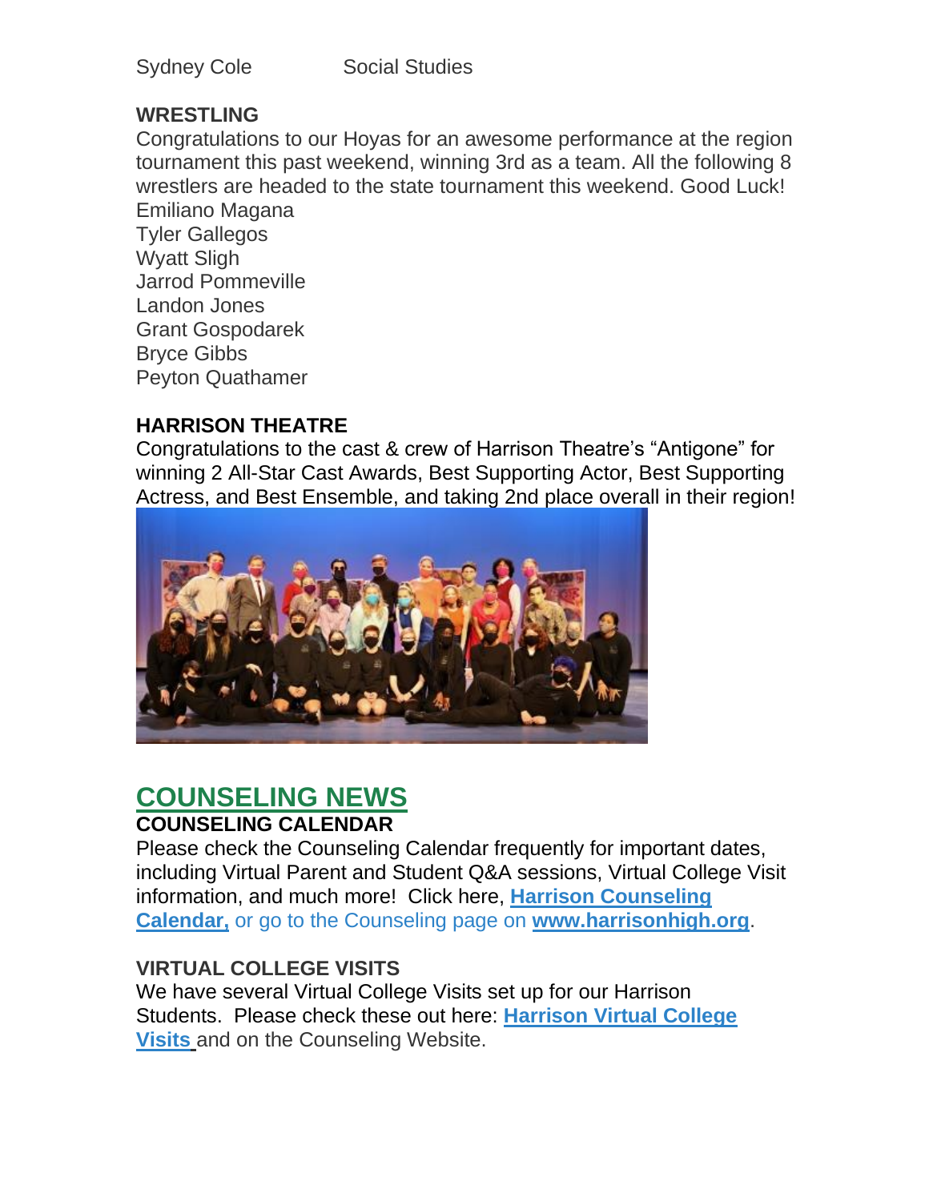Sydney Cole Social Studies

**WRESTLING**

Congratulations to our Hoyas for an awesome performance at the region tournament this past weekend, winning 3rd as a team. All the following 8 wrestlers are headed to the state tournament this weekend. Good Luck!

Emiliano Magana
Tyler Gallegos
Wyatt Sligh
Jarrod Pommeville
Landon Jones
Grant Gospodarek
Bryce Gibbs
Peyton Quathamer

**HARRISON THEATRE**

Congratulations to the cast & crew of Harrison Theatre's "Antigone" for winning 2 All-Star Cast Awards, Best Supporting Actor, Best Supporting Actress, and Best Ensemble, and taking 2nd place overall in their region!

## COUNSELING NEWS

**COUNSELING CALENDAR**

Please check the Counseling Calendar frequently for important dates, including Virtual Parent and Student Q&A sessions, Virtual College Visit information, and much more! Click here, **Harrison Counseling Calendar,** or go to the Counseling page on **www.harrisonhigh.org**.

**VIRTUAL COLLEGE VISITS**

We have several Virtual College Visits set up for our Harrison Students. Please check these out here: **Harrison Virtual College Visits** and on the Counseling Website.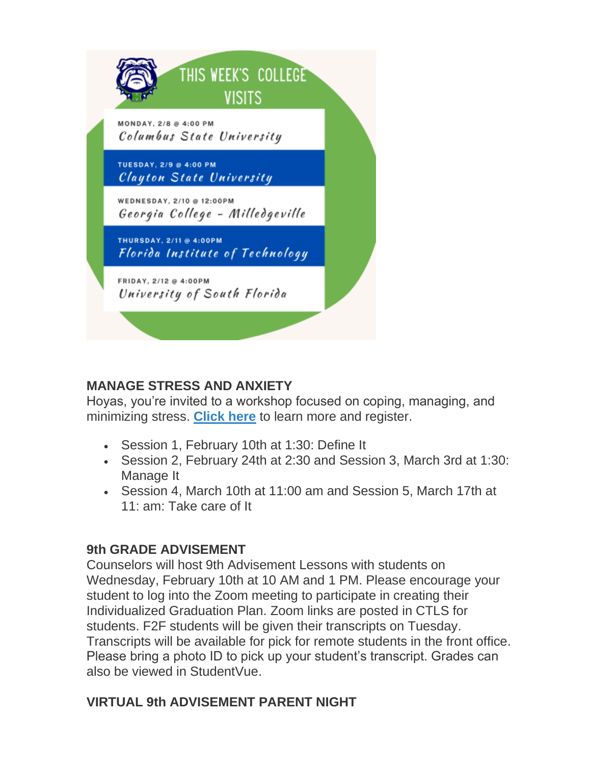THIS WEEK'S COLLEGE VISITS

MONDAY, 2/8 @ 4:00 PM
*Columbus State University*

TUESDAY, 2/9 @ 4:00 PM
*Clayton State University*

WEDNESDAY, 2/10 @ 12:00PM
*Georgia College - Milledgeville*

THURSDAY, 2/11 @ 4:00PM
*Florida Institute of Technology*

FRIDAY, 2/12 @ 4:00PM
*University of South Florida*

**MANAGE STRESS AND ANXIETY**

Hoyas, you're invited to a workshop focused on coping, managing, and minimizing stress. **Click here** to learn more and register.

- Session 1, February 10th at 1:30: Define It
- Session 2, February 24th at 2:30 and Session 3, March 3rd at 1:30: Manage It
- Session 4, March 10th at 11:00 am and Session 5, March 17th at 11: am: Take care of It

**9th GRADE ADVISEMENT**

Counselors will host 9th Advisement Lessons with students on Wednesday, February 10th at 10 AM and 1 PM. Please encourage your student to log into the Zoom meeting to participate in creating their Individualized Graduation Plan. Zoom links are posted in CTLS for students. F2F students will be given their transcripts on Tuesday. Transcripts will be available for pick for remote students in the front office. Please bring a photo ID to pick up your student's transcript. Grades can also be viewed in StudentVue.

**VIRTUAL 9th ADVISEMENT PARENT NIGHT**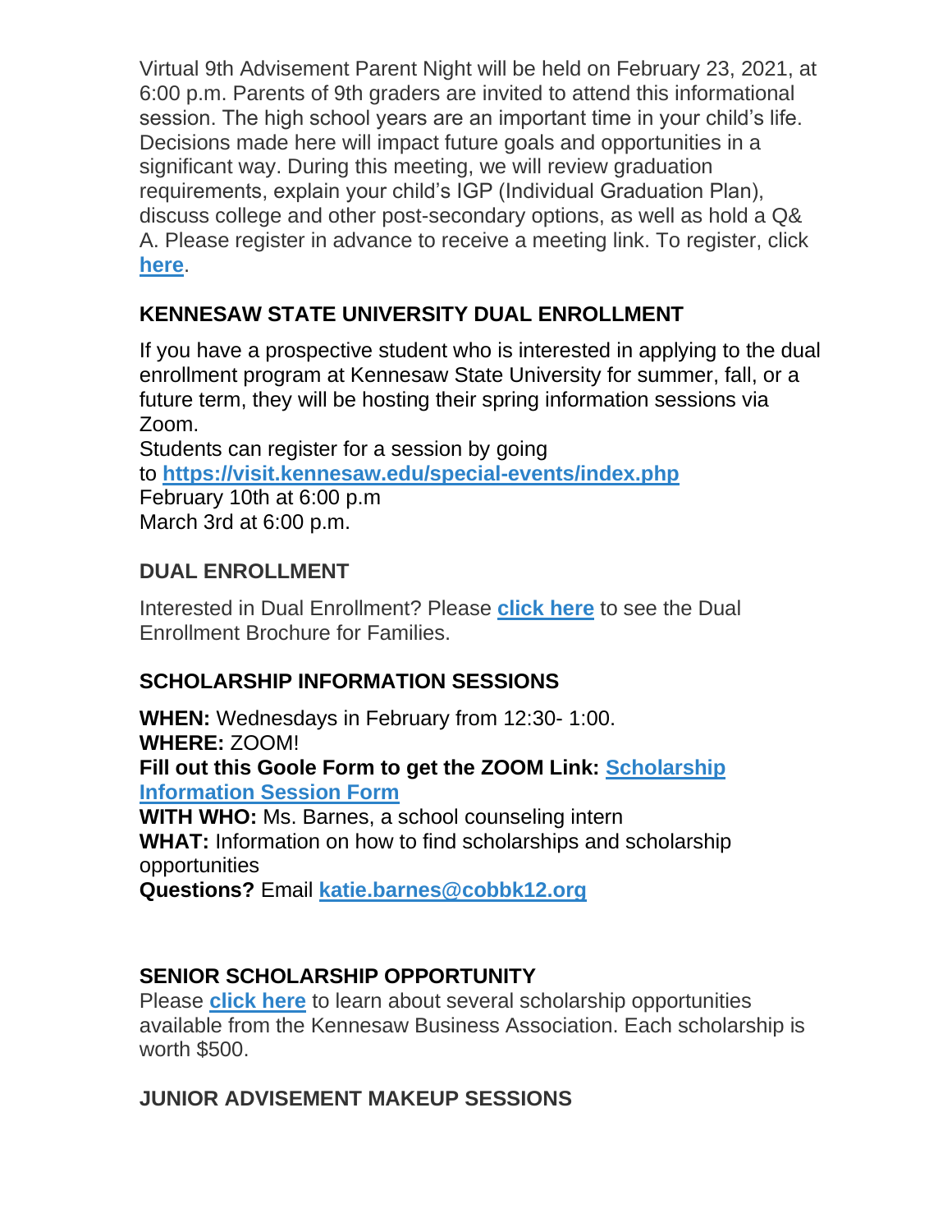Virtual 9th Advisement Parent Night will be held on February 23, 2021, at 6:00 p.m. Parents of 9th graders are invited to attend this informational session. The high school years are an important time in your child's life. Decisions made here will impact future goals and opportunities in a significant way. During this meeting, we will review graduation requirements, explain your child's IGP (Individual Graduation Plan), discuss college and other post-secondary options, as well as hold a Q& A. Please register in advance to receive a meeting link. To register, click **here**.

### KENNESAW STATE UNIVERSITY DUAL ENROLLMENT

If you have a prospective student who is interested in applying to the dual enrollment program at Kennesaw State University for summer, fall, or a future term, they will be hosting their spring information sessions via Zoom.
Students can register for a session by going to **https://visit.kennesaw.edu/special-events/index.php**
February 10th at 6:00 p.m
March 3rd at 6:00 p.m.

### DUAL ENROLLMENT

Interested in Dual Enrollment? Please **click here** to see the Dual Enrollment Brochure for Families.

### SCHOLARSHIP INFORMATION SESSIONS

**WHEN:** Wednesdays in February from 12:30- 1:00.
**WHERE:** ZOOM!
**Fill out this Goole Form to get the ZOOM Link: Scholarship Information Session Form**
**WITH WHO:** Ms. Barnes, a school counseling intern
**WHAT:** Information on how to find scholarships and scholarship opportunities
**Questions?** Email **katie.barnes@cobbk12.org**

### SENIOR SCHOLARSHIP OPPORTUNITY

Please **click here** to learn about several scholarship opportunities available from the Kennesaw Business Association. Each scholarship is worth $500.

### JUNIOR ADVISEMENT MAKEUP SESSIONS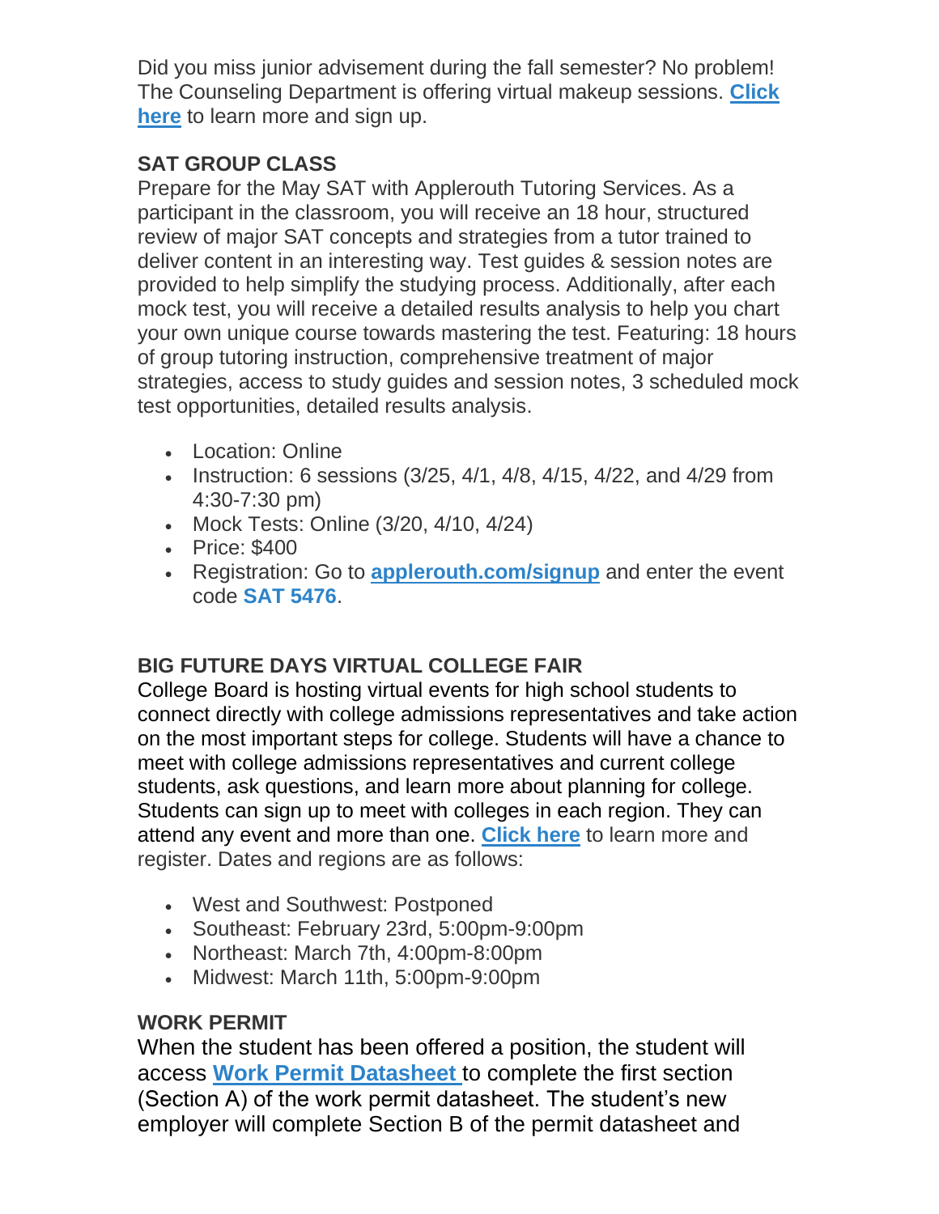Did you miss junior advisement during the fall semester? No problem! The Counseling Department is offering virtual makeup sessions. **Click here** to learn more and sign up.

**SAT GROUP CLASS**

Prepare for the May SAT with Applerouth Tutoring Services. As a participant in the classroom, you will receive an 18 hour, structured review of major SAT concepts and strategies from a tutor trained to deliver content in an interesting way. Test guides & session notes are provided to help simplify the studying process. Additionally, after each mock test, you will receive a detailed results analysis to help you chart your own unique course towards mastering the test. Featuring: 18 hours of group tutoring instruction, comprehensive treatment of major strategies, access to study guides and session notes, 3 scheduled mock test opportunities, detailed results analysis.

- Location: Online
- Instruction: 6 sessions (3/25, 4/1, 4/8, 4/15, 4/22, and 4/29 from 4:30-7:30 pm)
- Mock Tests: Online (3/20, 4/10, 4/24)
- Price: $400
- Registration: Go to **applerouth.com/signup** and enter the event code **SAT 5476**.

**BIG FUTURE DAYS VIRTUAL COLLEGE FAIR**

College Board is hosting virtual events for high school students to connect directly with college admissions representatives and take action on the most important steps for college. Students will have a chance to meet with college admissions representatives and current college students, ask questions, and learn more about planning for college. Students can sign up to meet with colleges in each region. They can attend any event and more than one. **Click here** to learn more and register. Dates and regions are as follows:

- West and Southwest: Postponed
- Southeast: February 23rd, 5:00pm-9:00pm
- Northeast: March 7th, 4:00pm-8:00pm
- Midwest: March 11th, 5:00pm-9:00pm

**WORK PERMIT**

When the student has been offered a position, the student will access **Work Permit Datasheet** to complete the first section (Section A) of the work permit datasheet. The student's new employer will complete Section B of the permit datasheet and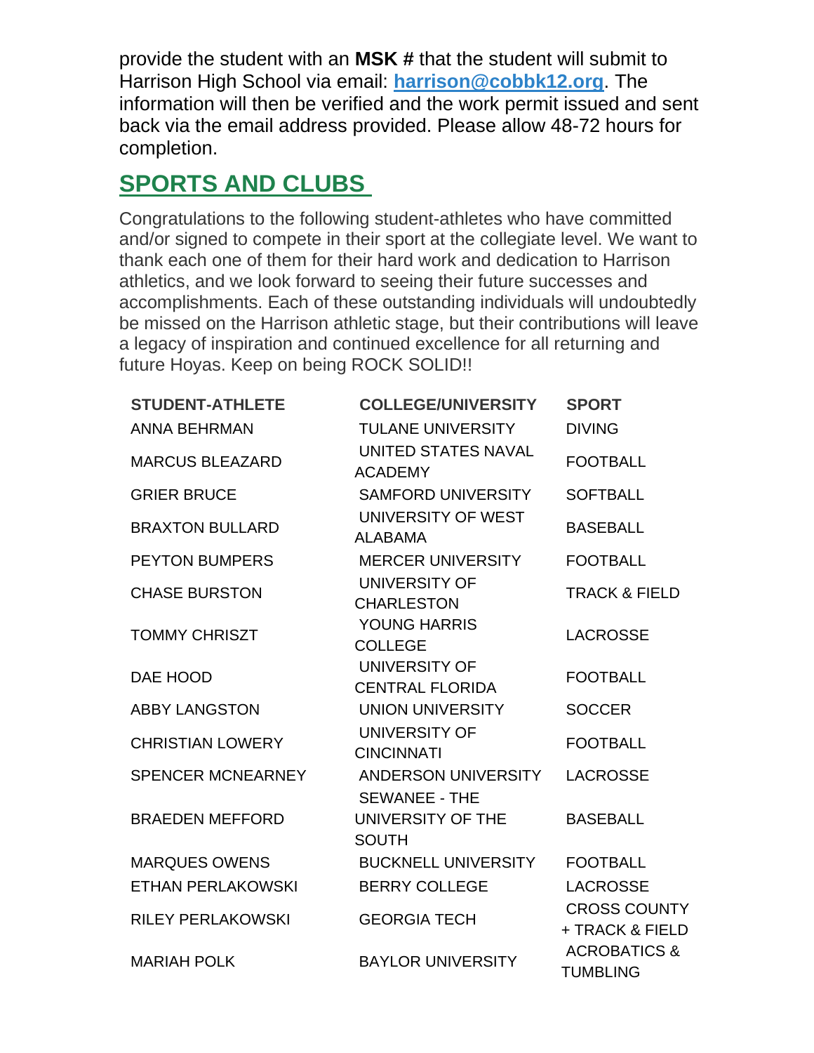provide the student with an **MSK #** that the student will submit to Harrison High School via email: **harrison@cobbk12.org**. The information will then be verified and the work permit issued and sent back via the email address provided. Please allow 48-72 hours for completion.

## SPORTS AND CLUBS

Congratulations to the following student-athletes who have committed and/or signed to compete in their sport at the collegiate level. We want to thank each one of them for their hard work and dedication to Harrison athletics, and we look forward to seeing their future successes and accomplishments. Each of these outstanding individuals will undoubtedly be missed on the Harrison athletic stage, but their contributions will leave a legacy of inspiration and continued excellence for all returning and future Hoyas. Keep on being ROCK SOLID!!

| STUDENT-ATHLETE | COLLEGE/UNIVERSITY | SPORT |
|---|---|---|
| ANNA BEHRMAN | TULANE UNIVERSITY | DIVING |
| MARCUS BLEAZARD | UNITED STATES NAVAL ACADEMY | FOOTBALL |
| GRIER BRUCE | SAMFORD UNIVERSITY | SOFTBALL |
| BRAXTON BULLARD | UNIVERSITY OF WEST ALABAMA | BASEBALL |
| PEYTON BUMPERS | MERCER UNIVERSITY | FOOTBALL |
| CHASE BURSTON | UNIVERSITY OF CHARLESTON | TRACK & FIELD |
| TOMMY CHRISZT | YOUNG HARRIS COLLEGE | LACROSSE |
| DAE HOOD | UNIVERSITY OF CENTRAL FLORIDA | FOOTBALL |
| ABBY LANGSTON | UNION UNIVERSITY | SOCCER |
| CHRISTIAN LOWERY | UNIVERSITY OF CINCINNATI | FOOTBALL |
| SPENCER MCNEARNEY | ANDERSON UNIVERSITY | LACROSSE |
| BRAEDEN MEFFORD | SEWANEE - THE UNIVERSITY OF THE SOUTH | BASEBALL |
| MARQUES OWENS | BUCKNELL UNIVERSITY | FOOTBALL |
| ETHAN PERLAKOWSKI | BERRY COLLEGE | LACROSSE |
| RILEY PERLAKOWSKI | GEORGIA TECH | CROSS COUNTY + TRACK & FIELD |
| MARIAH POLK | BAYLOR UNIVERSITY | ACROBATICS & TUMBLING |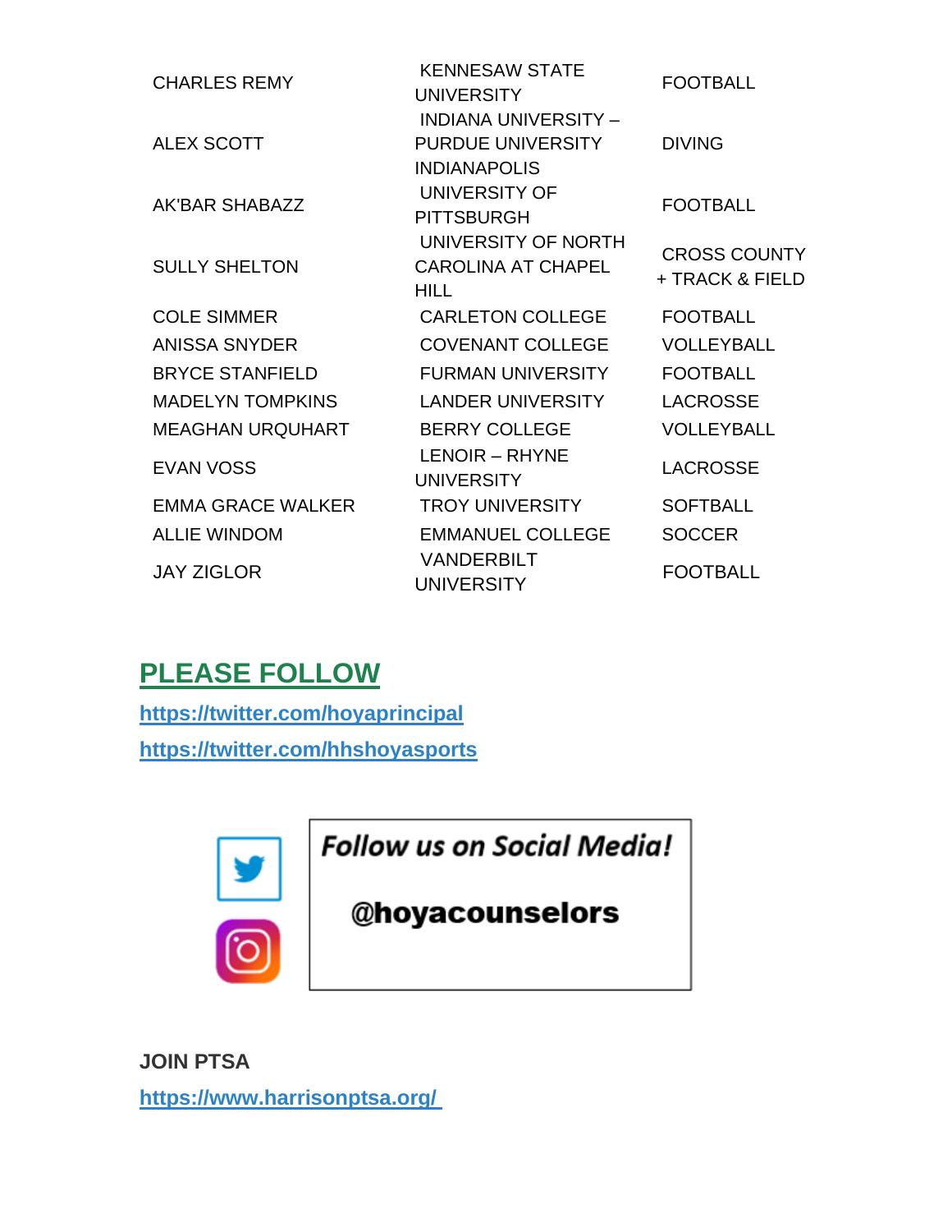| | | |
|---|---|---|
| CHARLES REMY | KENNESAW STATE UNIVERSITY | FOOTBALL |
| ALEX SCOTT | INDIANA UNIVERSITY – PURDUE UNIVERSITY INDIANAPOLIS | DIVING |
| AK'BAR SHABAZZ | UNIVERSITY OF PITTSBURGH | FOOTBALL |
| SULLY SHELTON | UNIVERSITY OF NORTH CAROLINA AT CHAPEL HILL | CROSS COUNTY + TRACK & FIELD |
| COLE SIMMER | CARLETON COLLEGE | FOOTBALL |
| ANISSA SNYDER | COVENANT COLLEGE | VOLLEYBALL |
| BRYCE STANFIELD | FURMAN UNIVERSITY | FOOTBALL |
| MADELYN TOMPKINS | LANDER UNIVERSITY | LACROSSE |
| MEAGHAN URQUHART | BERRY COLLEGE | VOLLEYBALL |
| EVAN VOSS | LENOIR – RHYNE UNIVERSITY | LACROSSE |
| EMMA GRACE WALKER | TROY UNIVERSITY | SOFTBALL |
| ALLIE WINDOM | EMMANUEL COLLEGE | SOCCER |
| JAY ZIGLOR | VANDERBILT UNIVERSITY | FOOTBALL |

## PLEASE FOLLOW

https://twitter.com/hoyaprincipal

https://twitter.com/hhshoyasports

*Follow us on Social Media!*

**@hoyacounselors**

**JOIN PTSA**

https://www.harrisonptsa.org/